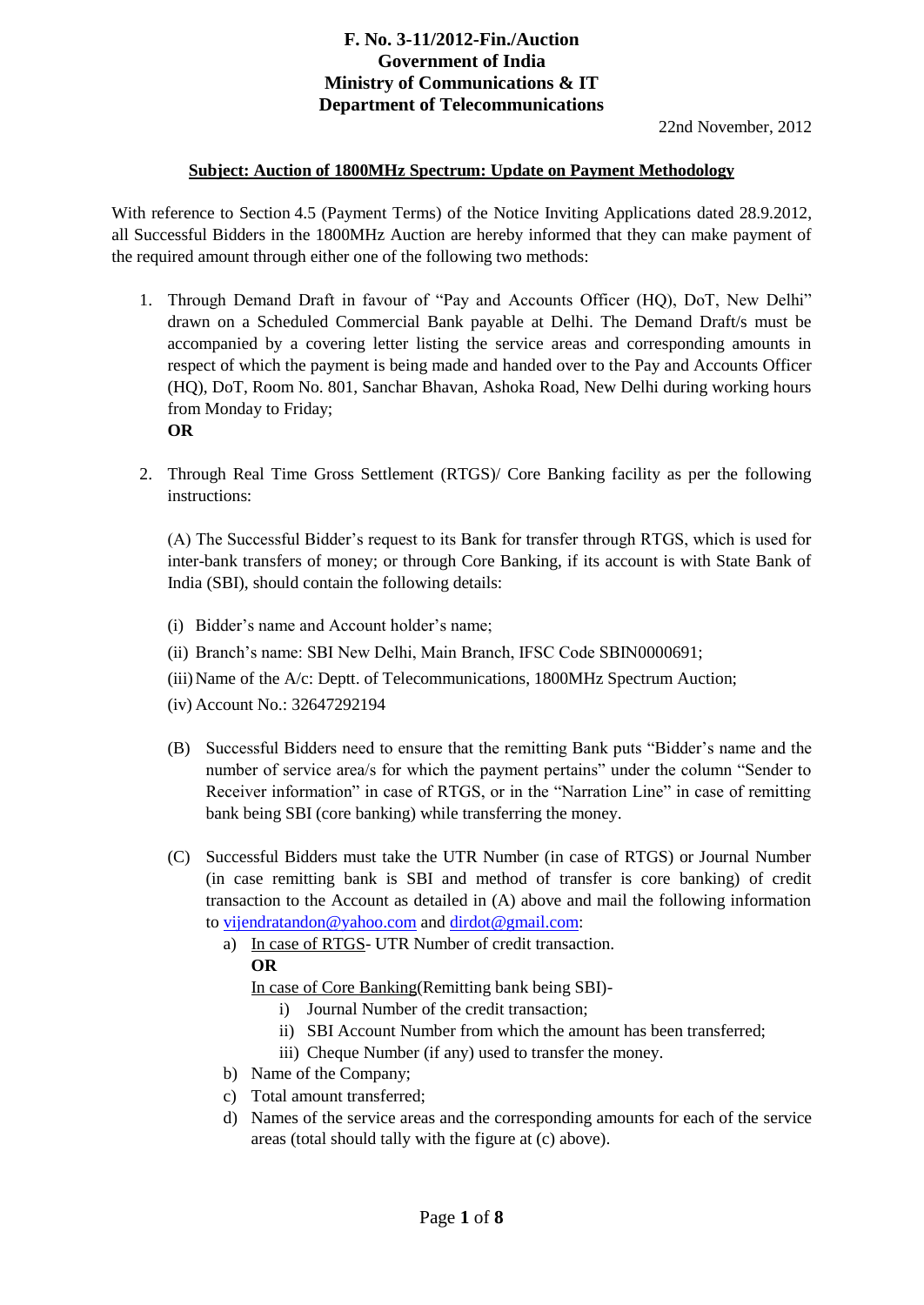**F. No. 3-11/2012-Fin./Auction**
**Government of India**
**Ministry of Communications & IT**
**Department of Telecommunications**

22nd November, 2012

**Subject: Auction of 1800MHz Spectrum: Update on Payment Methodology**

With reference to Section 4.5 (Payment Terms) of the Notice Inviting Applications dated 28.9.2012, all Successful Bidders in the 1800MHz Auction are hereby informed that they can make payment of the required amount through either one of the following two methods:

1. Through Demand Draft in favour of "Pay and Accounts Officer (HQ), DoT, New Delhi" drawn on a Scheduled Commercial Bank payable at Delhi. The Demand Draft/s must be accompanied by a covering letter listing the service areas and corresponding amounts in respect of which the payment is being made and handed over to the Pay and Accounts Officer (HQ), DoT, Room No. 801, Sanchar Bhavan, Ashoka Road, New Delhi during working hours from Monday to Friday;
   **OR**

2. Through Real Time Gross Settlement (RTGS)/ Core Banking facility as per the following instructions:

   (A) The Successful Bidder's request to its Bank for transfer through RTGS, which is used for inter-bank transfers of money; or through Core Banking, if its account is with State Bank of India (SBI), should contain the following details:

   (i) Bidder's name and Account holder's name;

   (ii) Branch's name: SBI New Delhi, Main Branch, IFSC Code SBIN0000691;

   (iii) Name of the A/c: Deptt. of Telecommunications, 1800MHz Spectrum Auction;

   (iv) Account No.: 32647292194

   (B) Successful Bidders need to ensure that the remitting Bank puts "Bidder's name and the number of service area/s for which the payment pertains" under the column "Sender to Receiver information" in case of RTGS, or in the "Narration Line" in case of remitting bank being SBI (core banking) while transferring the money.

   (C) Successful Bidders must take the UTR Number (in case of RTGS) or Journal Number (in case remitting bank is SBI and method of transfer is core banking) of credit transaction to the Account as detailed in (A) above and mail the following information to vijendratandon@yahoo.com and dirdot@gmail.com:

   a) In case of RTGS- UTR Number of credit transaction.
      **OR**
      In case of Core Banking(Remitting bank being SBI)-
      i) Journal Number of the credit transaction;
      ii) SBI Account Number from which the amount has been transferred;
      iii) Cheque Number (if any) used to transfer the money.

   b) Name of the Company;

   c) Total amount transferred;

   d) Names of the service areas and the corresponding amounts for each of the service areas (total should tally with the figure at (c) above).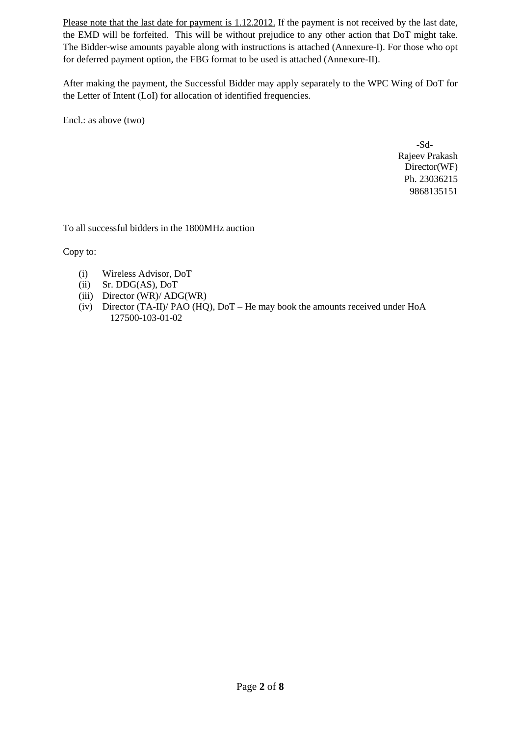<u>Please note that the last date for payment is 1.12.2012.</u> If the payment is not received by the last date, the EMD will be forfeited. This will be without prejudice to any other action that DoT might take. The Bidder-wise amounts payable along with instructions is attached (Annexure-I). For those who opt for deferred payment option, the FBG format to be used is attached (Annexure-II).

After making the payment, the Successful Bidder may apply separately to the WPC Wing of DoT for the Letter of Intent (LoI) for allocation of identified frequencies.

Encl.: as above (two)

-Sd-
Rajeev Prakash
Director(WF)
Ph. 23036215
9868135151

To all successful bidders in the 1800MHz auction

Copy to:

(i) Wireless Advisor, DoT
(ii) Sr. DDG(AS), DoT
(iii) Director (WR)/ ADG(WR)
(iv) Director (TA-II)/ PAO (HQ), DoT – He may book the amounts received under HoA 127500-103-01-02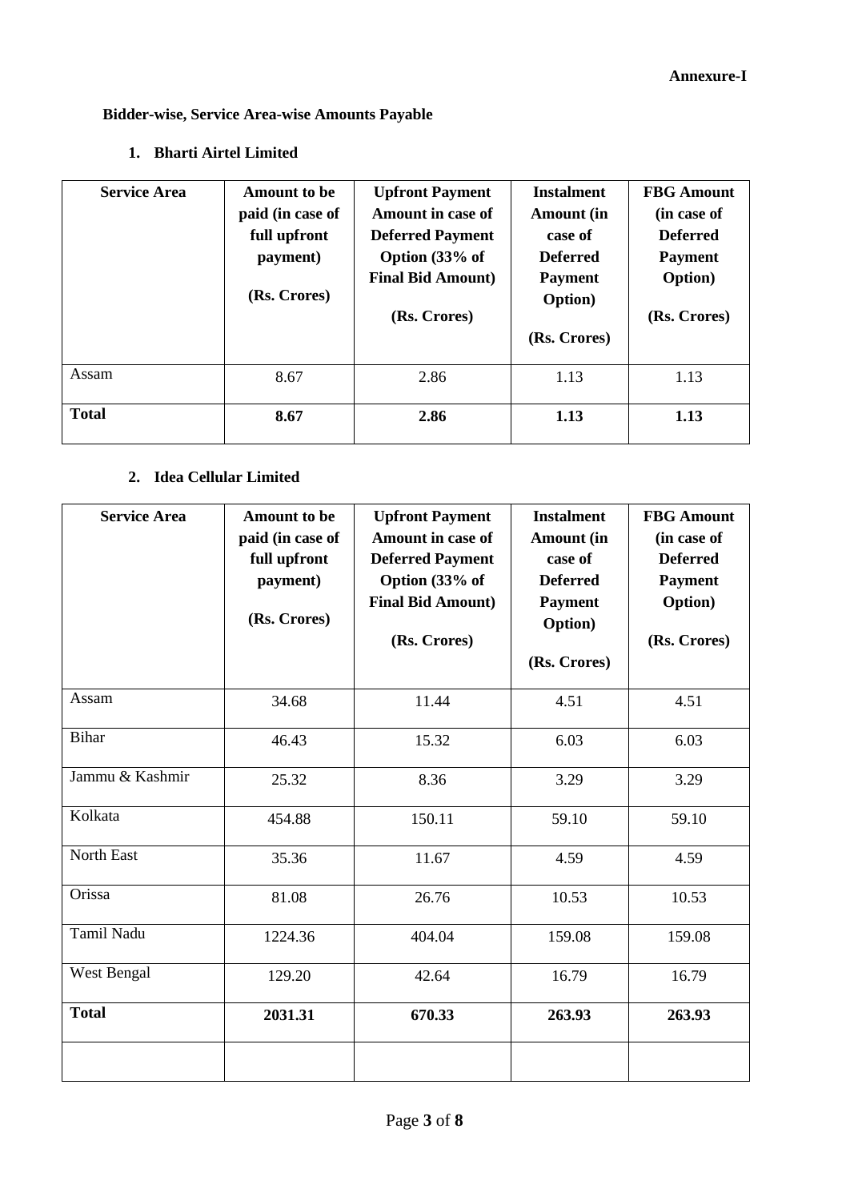**Annexure-I**

**Bidder-wise, Service Area-wise Amounts Payable**

1. **Bharti Airtel Limited**

| Service Area | Amount to be paid (in case of full upfront payment) (Rs. Crores) | Upfront Payment Amount in case of Deferred Payment Option (33% of Final Bid Amount) (Rs. Crores) | Instalment Amount (in case of Deferred Payment Option) (Rs. Crores) | FBG Amount (in case of Deferred Payment Option) (Rs. Crores) |
|---|---|---|---|---|
| Assam | 8.67 | 2.86 | 1.13 | 1.13 |
| **Total** | **8.67** | **2.86** | **1.13** | **1.13** |

2. **Idea Cellular Limited**

| Service Area | Amount to be paid (in case of full upfront payment) (Rs. Crores) | Upfront Payment Amount in case of Deferred Payment Option (33% of Final Bid Amount) (Rs. Crores) | Instalment Amount (in case of Deferred Payment Option) (Rs. Crores) | FBG Amount (in case of Deferred Payment Option) (Rs. Crores) |
|---|---|---|---|---|
| Assam | 34.68 | 11.44 | 4.51 | 4.51 |
| Bihar | 46.43 | 15.32 | 6.03 | 6.03 |
| Jammu & Kashmir | 25.32 | 8.36 | 3.29 | 3.29 |
| Kolkata | 454.88 | 150.11 | 59.10 | 59.10 |
| North East | 35.36 | 11.67 | 4.59 | 4.59 |
| Orissa | 81.08 | 26.76 | 10.53 | 10.53 |
| Tamil Nadu | 1224.36 | 404.04 | 159.08 | 159.08 |
| West Bengal | 129.20 | 42.64 | 16.79 | 16.79 |
| **Total** | **2031.31** | **670.33** | **263.93** | **263.93** |
| | | | | |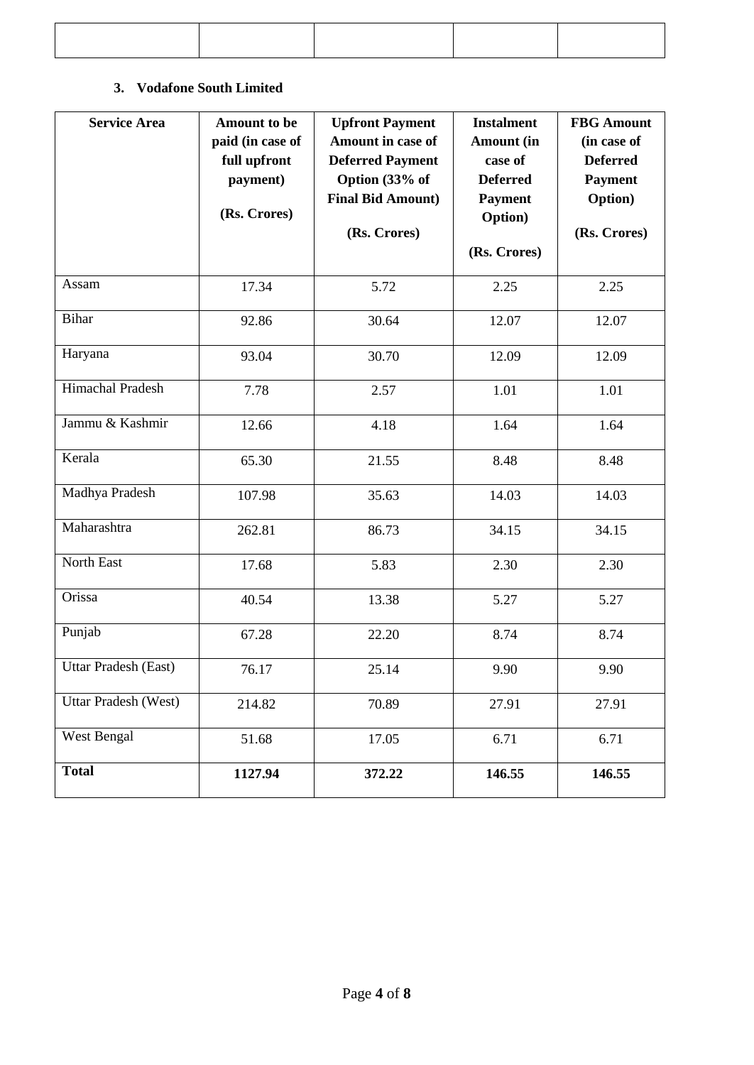| | | | | |
|---|---|---|---|---|
| | | | | |

### 3. Vodafone South Limited

| Service Area | Amount to be paid (in case of full upfront payment) (Rs. Crores) | Upfront Payment Amount in case of Deferred Payment Option (33% of Final Bid Amount) (Rs. Crores) | Instalment Amount (in case of Deferred Payment Option) (Rs. Crores) | FBG Amount (in case of Deferred Payment Option) (Rs. Crores) |
|---|---|---|---|---|
| Assam | 17.34 | 5.72 | 2.25 | 2.25 |
| Bihar | 92.86 | 30.64 | 12.07 | 12.07 |
| Haryana | 93.04 | 30.70 | 12.09 | 12.09 |
| Himachal Pradesh | 7.78 | 2.57 | 1.01 | 1.01 |
| Jammu & Kashmir | 12.66 | 4.18 | 1.64 | 1.64 |
| Kerala | 65.30 | 21.55 | 8.48 | 8.48 |
| Madhya Pradesh | 107.98 | 35.63 | 14.03 | 14.03 |
| Maharashtra | 262.81 | 86.73 | 34.15 | 34.15 |
| North East | 17.68 | 5.83 | 2.30 | 2.30 |
| Orissa | 40.54 | 13.38 | 5.27 | 5.27 |
| Punjab | 67.28 | 22.20 | 8.74 | 8.74 |
| Uttar Pradesh (East) | 76.17 | 25.14 | 9.90 | 9.90 |
| Uttar Pradesh (West) | 214.82 | 70.89 | 27.91 | 27.91 |
| West Bengal | 51.68 | 17.05 | 6.71 | 6.71 |
| **Total** | **1127.94** | **372.22** | **146.55** | **146.55** |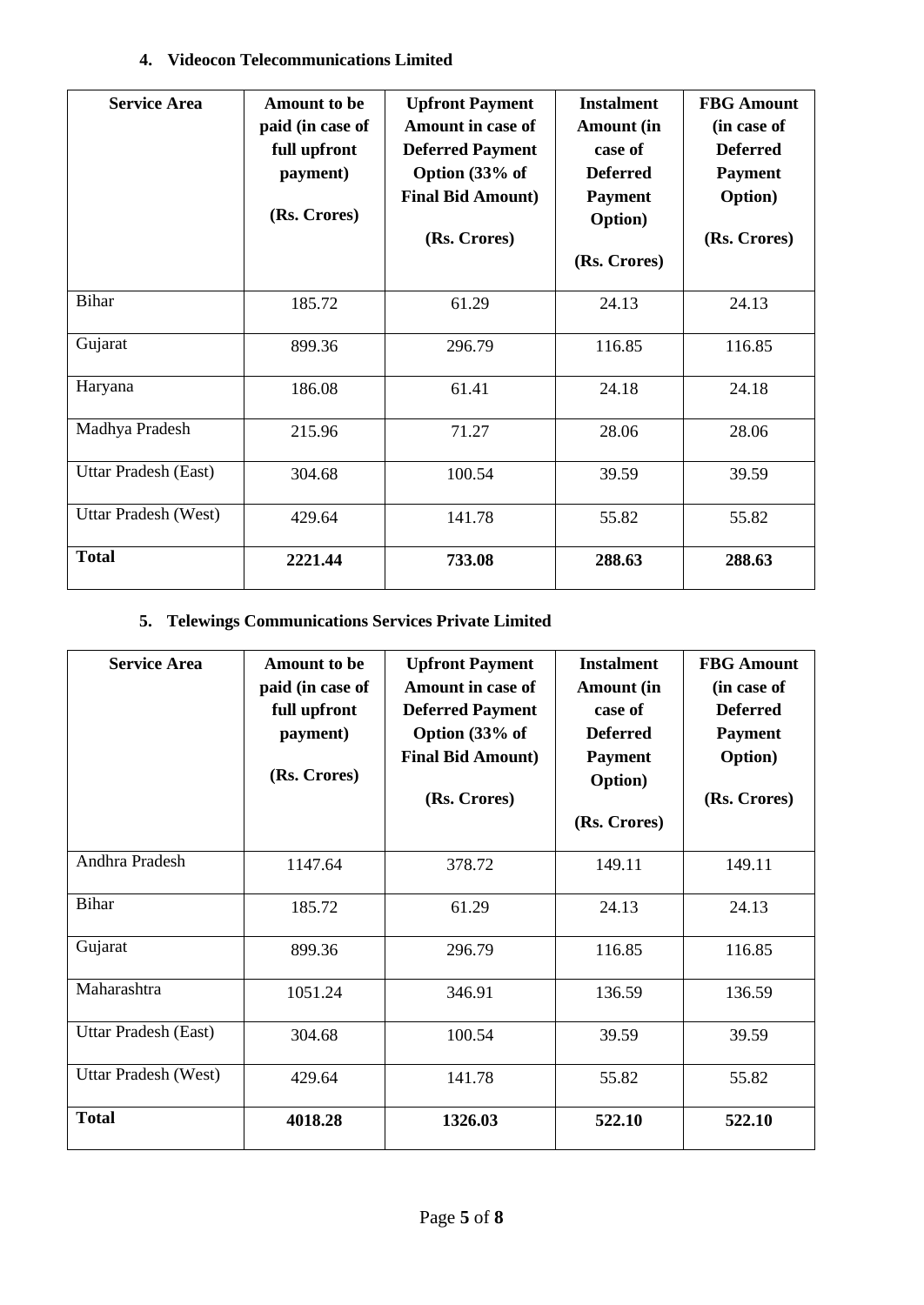**4. Videocon Telecommunications Limited**

| Service Area | Amount to be paid (in case of full upfront payment) (Rs. Crores) | Upfront Payment Amount in case of Deferred Payment Option (33% of Final Bid Amount) (Rs. Crores) | Instalment Amount (in case of Deferred Payment Option) (Rs. Crores) | FBG Amount (in case of Deferred Payment Option) (Rs. Crores) |
|---|---|---|---|---|
| Bihar | 185.72 | 61.29 | 24.13 | 24.13 |
| Gujarat | 899.36 | 296.79 | 116.85 | 116.85 |
| Haryana | 186.08 | 61.41 | 24.18 | 24.18 |
| Madhya Pradesh | 215.96 | 71.27 | 28.06 | 28.06 |
| Uttar Pradesh (East) | 304.68 | 100.54 | 39.59 | 39.59 |
| Uttar Pradesh (West) | 429.64 | 141.78 | 55.82 | 55.82 |
| **Total** | **2221.44** | **733.08** | **288.63** | **288.63** |

**5. Telewings Communications Services Private Limited**

| Service Area | Amount to be paid (in case of full upfront payment) (Rs. Crores) | Upfront Payment Amount in case of Deferred Payment Option (33% of Final Bid Amount) (Rs. Crores) | Instalment Amount (in case of Deferred Payment Option) (Rs. Crores) | FBG Amount (in case of Deferred Payment Option) (Rs. Crores) |
|---|---|---|---|---|
| Andhra Pradesh | 1147.64 | 378.72 | 149.11 | 149.11 |
| Bihar | 185.72 | 61.29 | 24.13 | 24.13 |
| Gujarat | 899.36 | 296.79 | 116.85 | 116.85 |
| Maharashtra | 1051.24 | 346.91 | 136.59 | 136.59 |
| Uttar Pradesh (East) | 304.68 | 100.54 | 39.59 | 39.59 |
| Uttar Pradesh (West) | 429.64 | 141.78 | 55.82 | 55.82 |
| **Total** | **4018.28** | **1326.03** | **522.10** | **522.10** |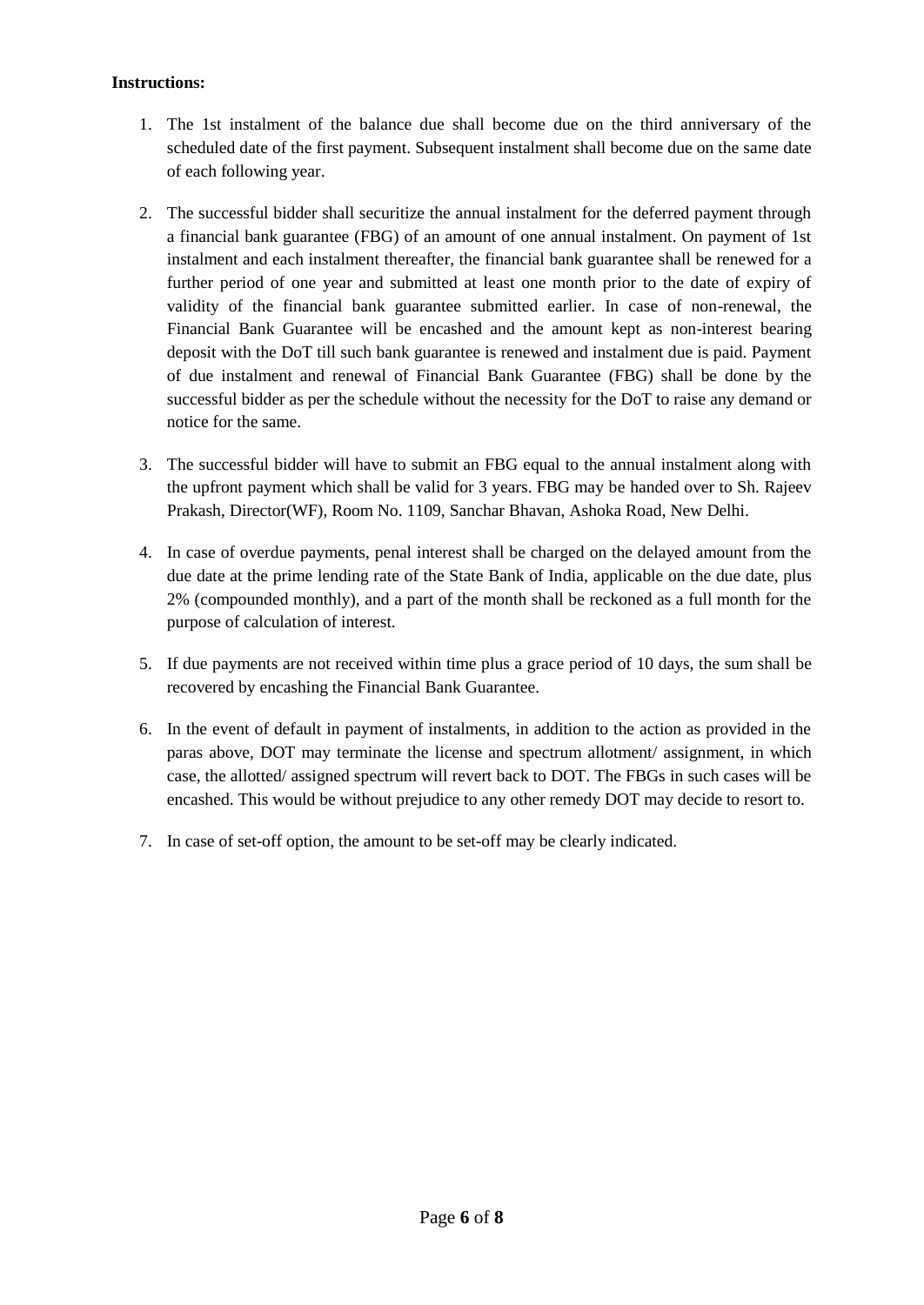**Instructions:**

1. The 1st instalment of the balance due shall become due on the third anniversary of the scheduled date of the first payment. Subsequent instalment shall become due on the same date of each following year.

2. The successful bidder shall securitize the annual instalment for the deferred payment through a financial bank guarantee (FBG) of an amount of one annual instalment. On payment of 1st instalment and each instalment thereafter, the financial bank guarantee shall be renewed for a further period of one year and submitted at least one month prior to the date of expiry of validity of the financial bank guarantee submitted earlier. In case of non-renewal, the Financial Bank Guarantee will be encashed and the amount kept as non-interest bearing deposit with the DoT till such bank guarantee is renewed and instalment due is paid. Payment of due instalment and renewal of Financial Bank Guarantee (FBG) shall be done by the successful bidder as per the schedule without the necessity for the DoT to raise any demand or notice for the same.

3. The successful bidder will have to submit an FBG equal to the annual instalment along with the upfront payment which shall be valid for 3 years. FBG may be handed over to Sh. Rajeev Prakash, Director(WF), Room No. 1109, Sanchar Bhavan, Ashoka Road, New Delhi.

4. In case of overdue payments, penal interest shall be charged on the delayed amount from the due date at the prime lending rate of the State Bank of India, applicable on the due date, plus 2% (compounded monthly), and a part of the month shall be reckoned as a full month for the purpose of calculation of interest.

5. If due payments are not received within time plus a grace period of 10 days, the sum shall be recovered by encashing the Financial Bank Guarantee.

6. In the event of default in payment of instalments, in addition to the action as provided in the paras above, DOT may terminate the license and spectrum allotment/ assignment, in which case, the allotted/ assigned spectrum will revert back to DOT. The FBGs in such cases will be encashed. This would be without prejudice to any other remedy DOT may decide to resort to.

7. In case of set-off option, the amount to be set-off may be clearly indicated.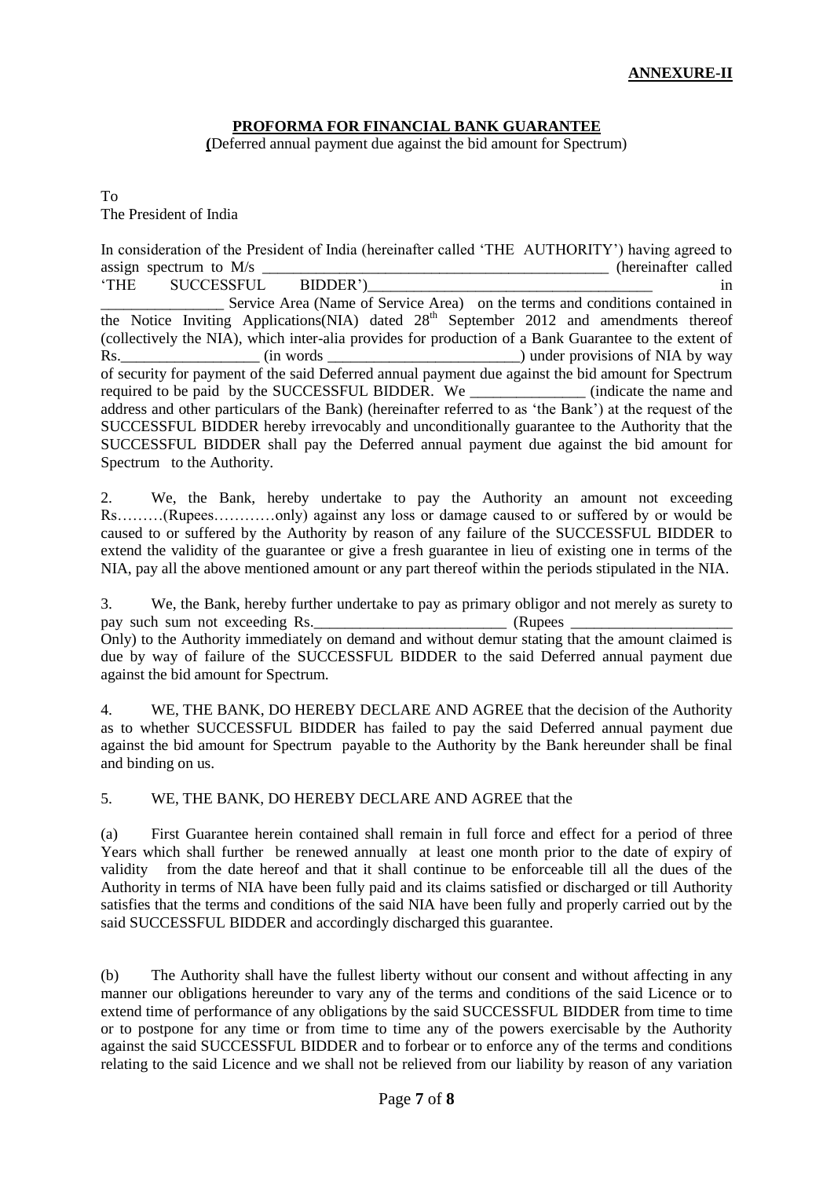**ANNEXURE-II**

## PROFORMA FOR FINANCIAL BANK GUARANTEE

(Deferred annual payment due against the bid amount for Spectrum)

To
The President of India

In consideration of the President of India (hereinafter called 'THE AUTHORITY') having agreed to assign spectrum to M/s _____________________________________________ (hereinafter called 'THE SUCCESSFUL BIDDER')____________________________________ in ________________ Service Area (Name of Service Area) on the terms and conditions contained in the Notice Inviting Applications(NIA) dated 28th September 2012 and amendments thereof (collectively the NIA), which inter-alia provides for production of a Bank Guarantee to the extent of Rs.__________________ (in words ________________________) under provisions of NIA by way of security for payment of the said Deferred annual payment due against the bid amount for Spectrum required to be paid by the SUCCESSFUL BIDDER. We _______________ (indicate the name and address and other particulars of the Bank) (hereinafter referred to as 'the Bank') at the request of the SUCCESSFUL BIDDER hereby irrevocably and unconditionally guarantee to the Authority that the SUCCESSFUL BIDDER shall pay the Deferred annual payment due against the bid amount for Spectrum to the Authority.

2. We, the Bank, hereby undertake to pay the Authority an amount not exceeding Rs………(Rupees…………only) against any loss or damage caused to or suffered by or would be caused to or suffered by the Authority by reason of any failure of the SUCCESSFUL BIDDER to extend the validity of the guarantee or give a fresh guarantee in lieu of existing one in terms of the NIA, pay all the above mentioned amount or any part thereof within the periods stipulated in the NIA.

3. We, the Bank, hereby further undertake to pay as primary obligor and not merely as surety to pay such sum not exceeding Rs.________________________ (Rupees ____________________ Only) to the Authority immediately on demand and without demur stating that the amount claimed is due by way of failure of the SUCCESSFUL BIDDER to the said Deferred annual payment due against the bid amount for Spectrum.

4. WE, THE BANK, DO HEREBY DECLARE AND AGREE that the decision of the Authority as to whether SUCCESSFUL BIDDER has failed to pay the said Deferred annual payment due against the bid amount for Spectrum payable to the Authority by the Bank hereunder shall be final and binding on us.

5. WE, THE BANK, DO HEREBY DECLARE AND AGREE that the

(a) First Guarantee herein contained shall remain in full force and effect for a period of three Years which shall further be renewed annually at least one month prior to the date of expiry of validity from the date hereof and that it shall continue to be enforceable till all the dues of the Authority in terms of NIA have been fully paid and its claims satisfied or discharged or till Authority satisfies that the terms and conditions of the said NIA have been fully and properly carried out by the said SUCCESSFUL BIDDER and accordingly discharged this guarantee.

(b) The Authority shall have the fullest liberty without our consent and without affecting in any manner our obligations hereunder to vary any of the terms and conditions of the said Licence or to extend time of performance of any obligations by the said SUCCESSFUL BIDDER from time to time or to postpone for any time or from time to time any of the powers exercisable by the Authority against the said SUCCESSFUL BIDDER and to forbear or to enforce any of the terms and conditions relating to the said Licence and we shall not be relieved from our liability by reason of any variation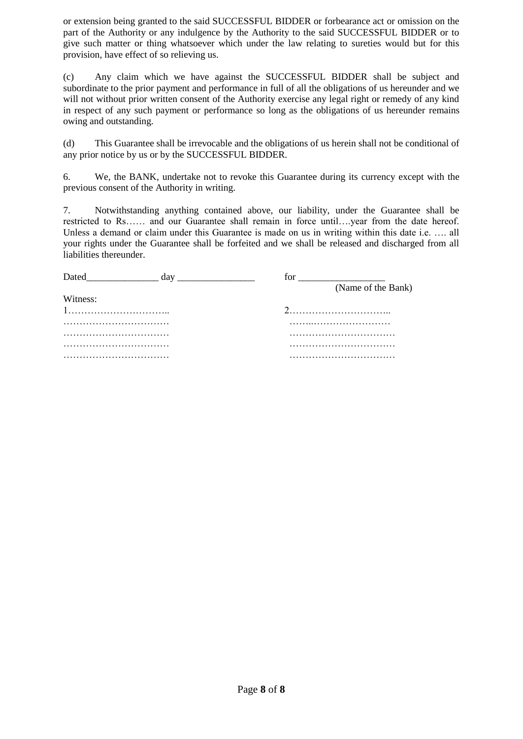or extension being granted to the said SUCCESSFUL BIDDER or forbearance act or omission on the part of the Authority or any indulgence by the Authority to the said SUCCESSFUL BIDDER or to give such matter or thing whatsoever which under the law relating to sureties would but for this provision, have effect of so relieving us.

(c) Any claim which we have against the SUCCESSFUL BIDDER shall be subject and subordinate to the prior payment and performance in full of all the obligations of us hereunder and we will not without prior written consent of the Authority exercise any legal right or remedy of any kind in respect of any such payment or performance so long as the obligations of us hereunder remains owing and outstanding.

(d) This Guarantee shall be irrevocable and the obligations of us herein shall not be conditional of any prior notice by us or by the SUCCESSFUL BIDDER.

6. We, the BANK, undertake not to revoke this Guarantee during its currency except with the previous consent of the Authority in writing.

7. Notwithstanding anything contained above, our liability, under the Guarantee shall be restricted to Rs…… and our Guarantee shall remain in force until….year from the date hereof. Unless a demand or claim under this Guarantee is made on us in writing within this date i.e. …. all your rights under the Guarantee shall be forfeited and we shall be released and discharged from all liabilities thereunder.

Dated_______________ day ________________ for __________________

(Name of the Bank)

Witness:

1…………………………..
……………………………
……………………………
……………………………
……………………………

2…………………………..
……..……………………
……………………………
……………………………
……………………………